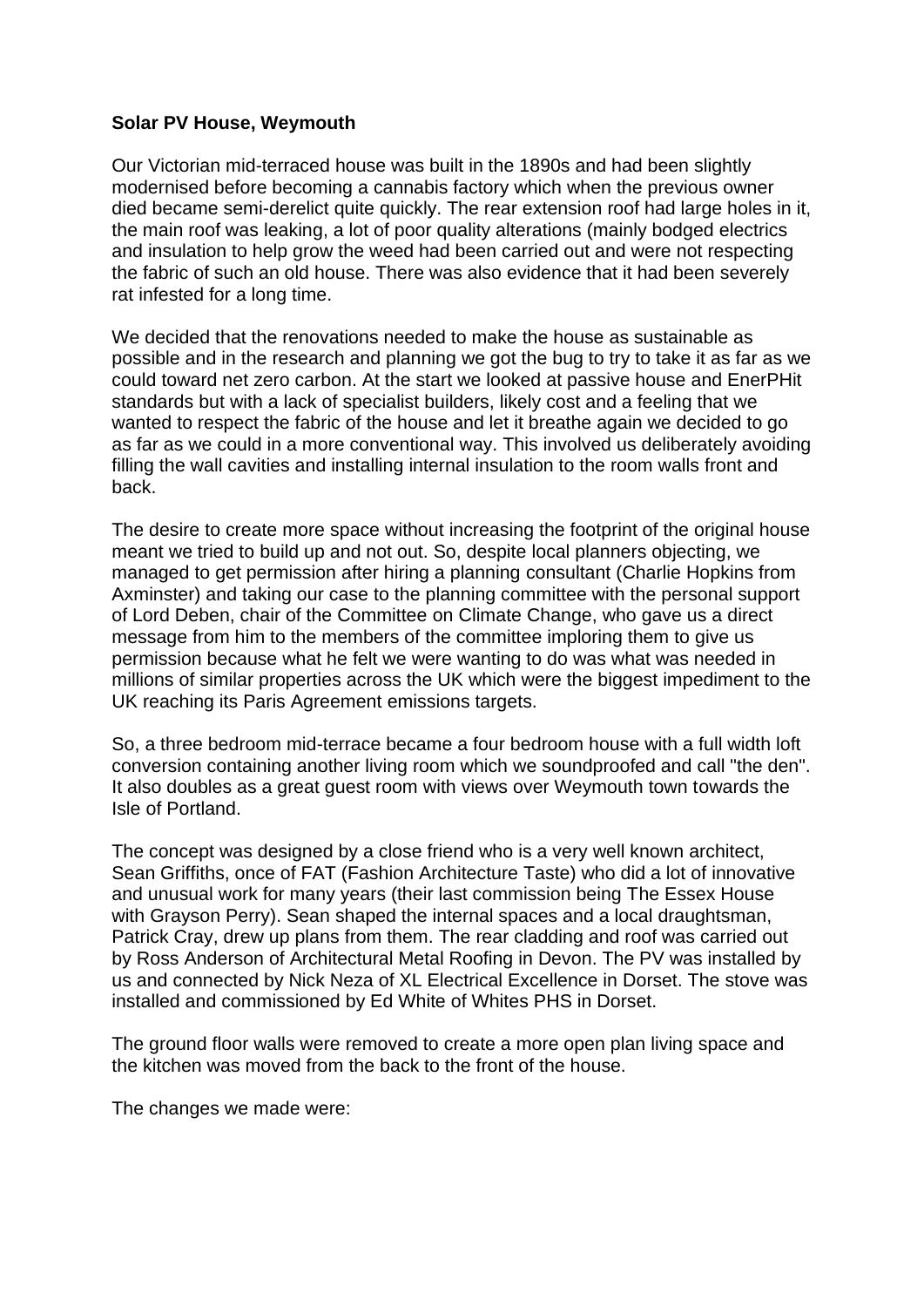**Solar PV House, Weymouth**

Our Victorian mid-terraced house was built in the 1890s and had been slightly modernised before becoming a cannabis factory which when the previous owner died became semi-derelict quite quickly. The rear extension roof had large holes in it, the main roof was leaking, a lot of poor quality alterations (mainly bodged electrics and insulation to help grow the weed had been carried out and were not respecting the fabric of such an old house. There was also evidence that it had been severely rat infested for a long time.

We decided that the renovations needed to make the house as sustainable as possible and in the research and planning we got the bug to try to take it as far as we could toward net zero carbon. At the start we looked at passive house and EnerPHit standards but with a lack of specialist builders, likely cost and a feeling that we wanted to respect the fabric of the house and let it breathe again we decided to go as far as we could in a more conventional way. This involved us deliberately avoiding filling the wall cavities and installing internal insulation to the room walls front and back.

The desire to create more space without increasing the footprint of the original house meant we tried to build up and not out. So, despite local planners objecting, we managed to get permission after hiring a planning consultant (Charlie Hopkins from Axminster) and taking our case to the planning committee with the personal support of Lord Deben, chair of the Committee on Climate Change, who gave us a direct message from him to the members of the committee imploring them to give us permission because what he felt we were wanting to do was what was needed in millions of similar properties across the UK which were the biggest impediment to the UK reaching its Paris Agreement emissions targets.

So, a three bedroom mid-terrace became a four bedroom house with a full width loft conversion containing another living room which we soundproofed and call "the den". It also doubles as a great guest room with views over Weymouth town towards the Isle of Portland.

The concept was designed by a close friend who is a very well known architect, Sean Griffiths, once of FAT (Fashion Architecture Taste) who did a lot of innovative and unusual work for many years (their last commission being The Essex House with Grayson Perry). Sean shaped the internal spaces and a local draughtsman, Patrick Cray, drew up plans from them. The rear cladding and roof was carried out by Ross Anderson of Architectural Metal Roofing in Devon. The PV was installed by us and connected by Nick Neza of XL Electrical Excellence in Dorset. The stove was installed and commissioned by Ed White of Whites PHS in Dorset.

The ground floor walls were removed to create a more open plan living space and the kitchen was moved from the back to the front of the house.

The changes we made were: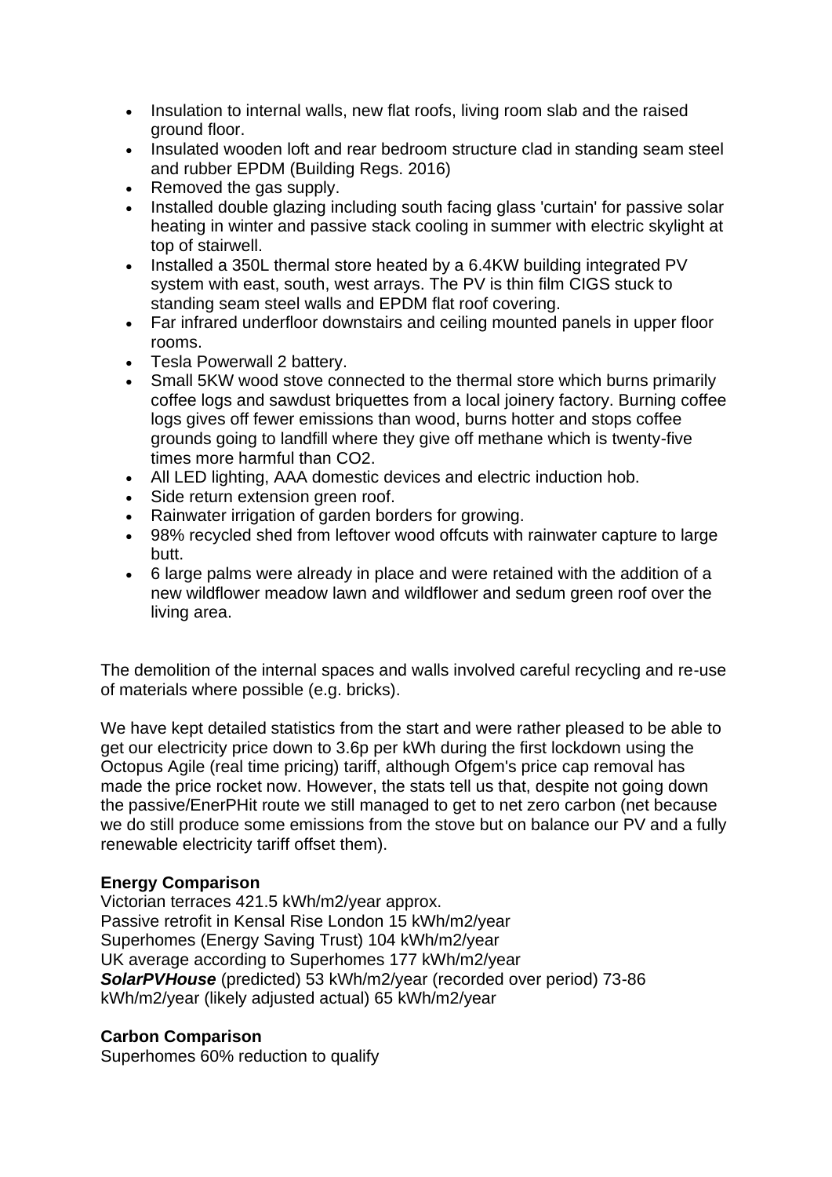- Insulation to internal walls, new flat roofs, living room slab and the raised ground floor.
- Insulated wooden loft and rear bedroom structure clad in standing seam steel and rubber EPDM (Building Regs. 2016)
- Removed the gas supply.
- Installed double glazing including south facing glass 'curtain' for passive solar heating in winter and passive stack cooling in summer with electric skylight at top of stairwell.
- Installed a 350L thermal store heated by a 6.4KW building integrated PV system with east, south, west arrays. The PV is thin film CIGS stuck to standing seam steel walls and EPDM flat roof covering.
- Far infrared underfloor downstairs and ceiling mounted panels in upper floor rooms.
- Tesla Powerwall 2 battery.
- Small 5KW wood stove connected to the thermal store which burns primarily coffee logs and sawdust briquettes from a local joinery factory. Burning coffee logs gives off fewer emissions than wood, burns hotter and stops coffee grounds going to landfill where they give off methane which is twenty-five times more harmful than $CO_2$.
- All LED lighting, AAA domestic devices and electric induction hob.
- Side return extension green roof.
- Rainwater irrigation of garden borders for growing.
- 98% recycled shed from leftover wood offcuts with rainwater capture to large butt.
- 6 large palms were already in place and were retained with the addition of a new wildflower meadow lawn and wildflower and sedum green roof over the living area.

The demolition of the internal spaces and walls involved careful recycling and re-use of materials where possible (e.g. bricks).

We have kept detailed statistics from the start and were rather pleased to be able to get our electricity price down to 3.6p per kWh during the first lockdown using the Octopus Agile (real time pricing) tariff, although Ofgem's price cap removal has made the price rocket now. However, the stats tell us that, despite not going down the passive/EnerPHit route we still managed to get to net zero carbon (net because we do still produce some emissions from the stove but on balance our PV and a fully renewable electricity tariff offset them).

**Energy Comparison**
Victorian terraces 421.5 kWh/m2/year approx.
Passive retrofit in Kensal Rise London 15 kWh/m2/year
Superhomes (Energy Saving Trust) 104 kWh/m2/year
UK average according to Superhomes 177 kWh/m2/year
***SolarPVHouse*** (predicted) 53 kWh/m2/year (recorded over period) 73-86 kWh/m2/year (likely adjusted actual) 65 kWh/m2/year

**Carbon Comparison**
Superhomes 60% reduction to qualify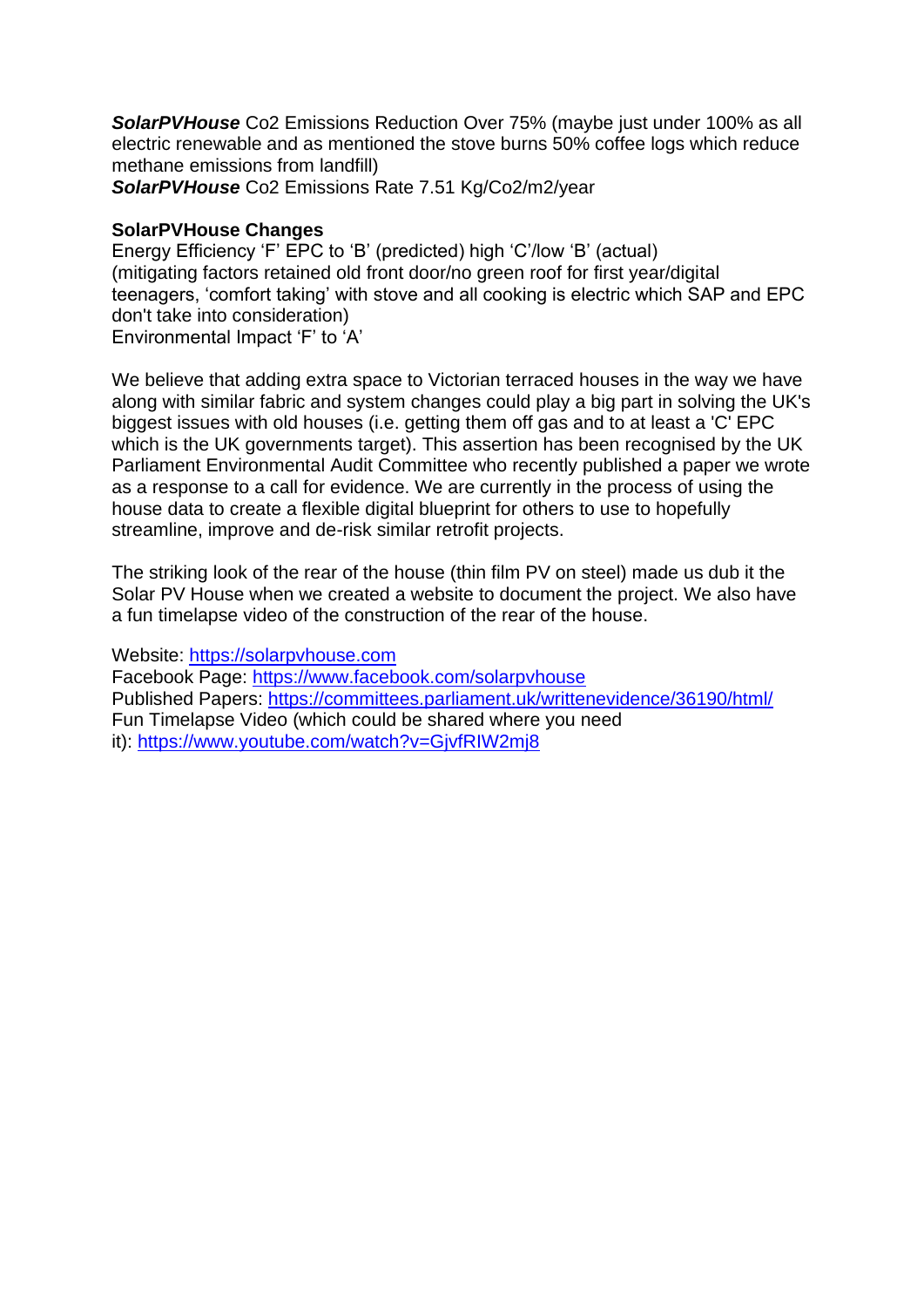***SolarPVHouse*** Co2 Emissions Reduction Over 75% (maybe just under 100% as all electric renewable and as mentioned the stove burns 50% coffee logs which reduce methane emissions from landfill)
***SolarPVHouse*** Co2 Emissions Rate 7.51 Kg/Co2/m2/year

**SolarPVHouse Changes**
Energy Efficiency 'F' EPC to 'B' (predicted) high 'C'/low 'B' (actual) (mitigating factors retained old front door/no green roof for first year/digital teenagers, 'comfort taking' with stove and all cooking is electric which SAP and EPC don't take into consideration)
Environmental Impact 'F' to 'A'

We believe that adding extra space to Victorian terraced houses in the way we have along with similar fabric and system changes could play a big part in solving the UK's biggest issues with old houses (i.e. getting them off gas and to at least a 'C' EPC which is the UK governments target). This assertion has been recognised by the UK Parliament Environmental Audit Committee who recently published a paper we wrote as a response to a call for evidence. We are currently in the process of using the house data to create a flexible digital blueprint for others to use to hopefully streamline, improve and de-risk similar retrofit projects.

The striking look of the rear of the house (thin film PV on steel) made us dub it the Solar PV House when we created a website to document the project. We also have a fun timelapse video of the construction of the rear of the house.

Website: [https://solarpvhouse.com](https://solarpvhouse.com)
Facebook Page: [https://www.facebook.com/solarpvhouse](https://www.facebook.com/solarpvhouse)
Published Papers: [https://committees.parliament.uk/writtenevidence/36190/html/](https://committees.parliament.uk/writtenevidence/36190/html/)
Fun Timelapse Video (which could be shared where you need it): [https://www.youtube.com/watch?v=GjvfRIW2mj8](https://www.youtube.com/watch?v=GjvfRIW2mj8)